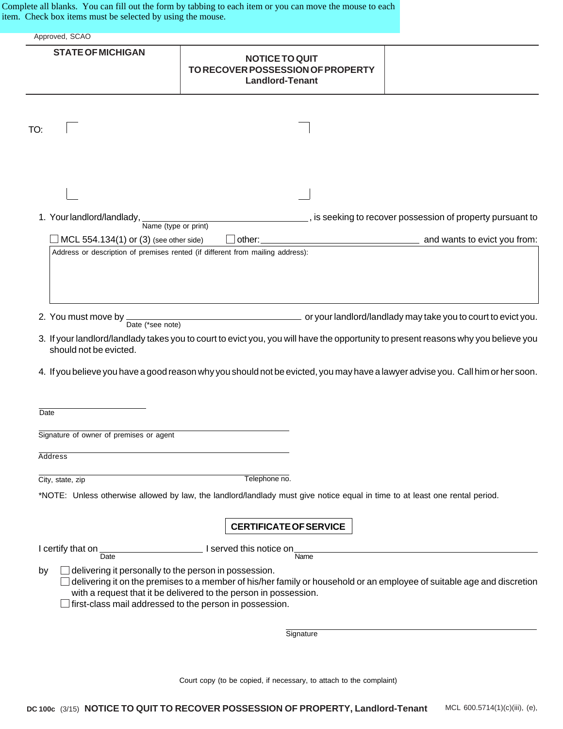Complete all blanks. You can fill out the form by tabbing to each item or you can move the mouse to each item. Check box items must be selected by using the mouse.

Approved, SCAO

| STATE OF MICHIGAN | NOTICE TO QUIT TO RECOVER POSSESSION OF PROPERTY Landlord-Tenant | |
|---|---|---|

TO:

1. Your landlord/landlady, \_\_\_\_\_\_\_\_\_\_\_\_\_\_\_\_\_\_\_\_, is seeking to recover possession of property pursuant to
   Name (type or print)

   ☐ MCL 554.134(1) or (3) (see other side)  ☐ other: \_\_\_\_\_\_\_\_\_\_\_\_\_\_\_\_\_\_\_\_ and wants to evict you from:

   Address or description of premises rented (if different from mailing address):

2. You must move by \_\_\_\_\_\_\_\_\_\_\_\_\_\_\_\_\_\_\_\_ or your landlord/landlady may take you to court to evict you.
   Date (*see note)
3. If your landlord/landlady takes you to court to evict you, you will have the opportunity to present reasons why you believe you should not be evicted.
4. If you believe you have a good reason why you should not be evicted, you may have a lawyer advise you. Call him or her soon.

\_\_\_\_\_\_\_\_\_\_\_\_\_\_\_\_\_\_\_\_
Date

\_\_\_\_\_\_\_\_\_\_\_\_\_\_\_\_\_\_\_\_
Signature of owner of premises or agent

\_\_\_\_\_\_\_\_\_\_\_\_\_\_\_\_\_\_\_\_
Address

\_\_\_\_\_\_\_\_\_\_\_\_\_\_\_\_\_\_\_\_
City, state, zip  Telephone no.

*NOTE: Unless otherwise allowed by law, the landlord/landlady must give notice equal in time to at least one rental period.

## CERTIFICATE OF SERVICE

I certify that on \_\_\_\_\_\_\_\_\_\_\_\_\_\_\_\_\_\_\_\_ I served this notice on \_\_\_\_\_\_\_\_\_\_\_\_\_\_\_\_\_\_\_\_
Date  Name

by ☐ delivering it personally to the person in possession.
☐ delivering it on the premises to a member of his/her family or household or an employee of suitable age and discretion with a request that it be delivered to the person in possession.
☐ first-class mail addressed to the person in possession.

\_\_\_\_\_\_\_\_\_\_\_\_\_\_\_\_\_\_\_\_
Signature

Court copy (to be copied, if necessary, to attach to the complaint)

DC 100c (3/15) **NOTICE TO QUIT TO RECOVER POSSESSION OF PROPERTY, Landlord-Tenant** MCL 600.5714(1)(c)(iii), (e),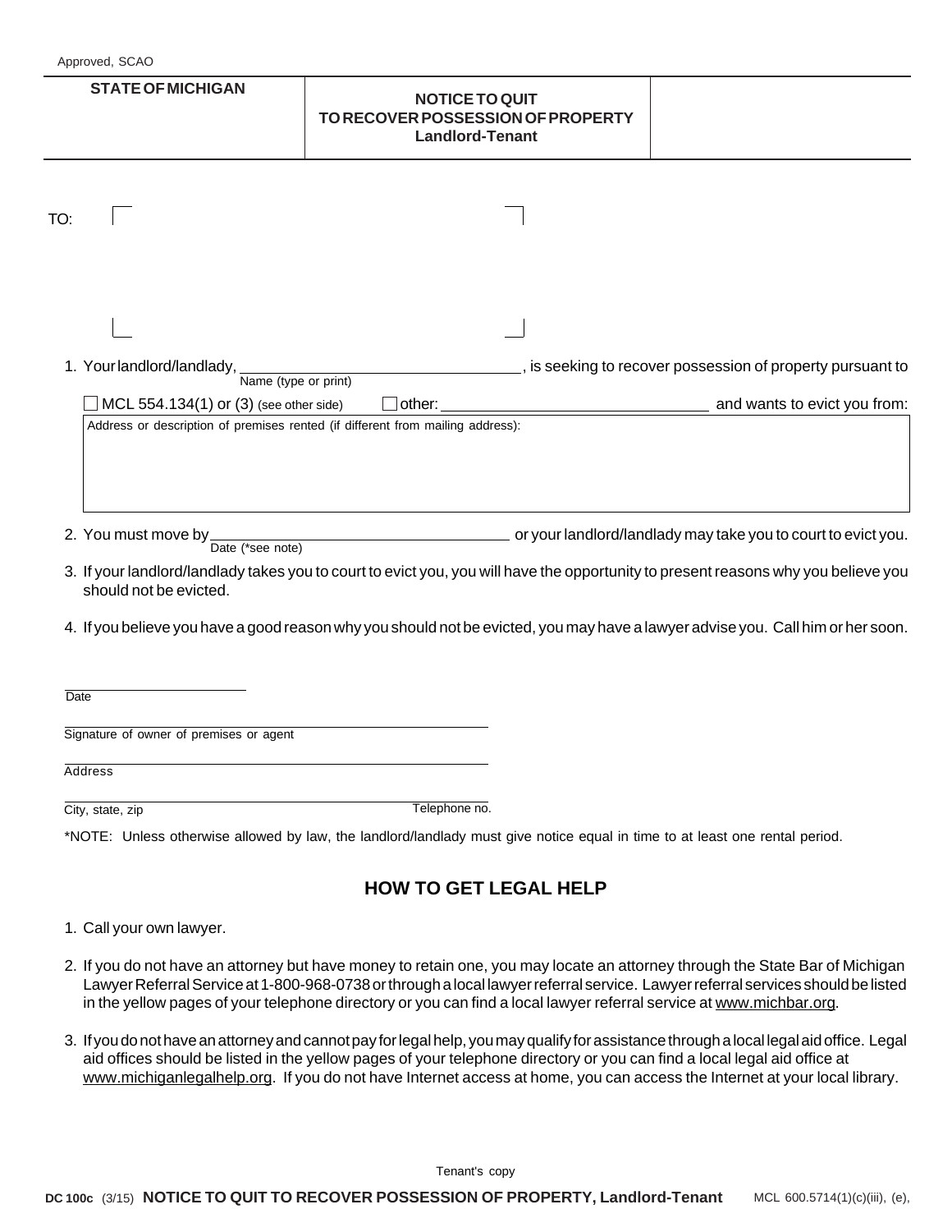Approved, SCAO

| STATE OF MICHIGAN | NOTICE TO QUIT TO RECOVER POSSESSION OF PROPERTY Landlord-Tenant | |
|---|---|---|

TO:

1. Your landlord/landlady, ______________________ (Name (type or print)), is seeking to recover possession of property pursuant to
   ☐ MCL 554.134(1) or (3) (see other side) ☐ other: ______________________ and wants to evict you from:

   Address or description of premises rented (if different from mailing address):

2. You must move by ______________________ (Date (*see note)) or your landlord/landlady may take you to court to evict you.
3. If your landlord/landlady takes you to court to evict you, you will have the opportunity to present reasons why you believe you should not be evicted.
4. If you believe you have a good reason why you should not be evicted, you may have a lawyer advise you. Call him or her soon.

______________________
Date

______________________
Signature of owner of premises or agent

______________________
Address

______________________
City, state, zip Telephone no.

*NOTE: Unless otherwise allowed by law, the landlord/landlady must give notice equal in time to at least one rental period.

## HOW TO GET LEGAL HELP

1. Call your own lawyer.
2. If you do not have an attorney but have money to retain one, you may locate an attorney through the State Bar of Michigan Lawyer Referral Service at 1-800-968-0738 or through a local lawyer referral service. Lawyer referral services should be listed in the yellow pages of your telephone directory or you can find a local lawyer referral service at www.michbar.org.
3. If you do not have an attorney and cannot pay for legal help, you may qualify for assistance through a local legal aid office. Legal aid offices should be listed in the yellow pages of your telephone directory or you can find a local legal aid office at www.michiganlegalhelp.org. If you do not have Internet access at home, you can access the Internet at your local library.

Tenant's copy

**DC 100c** (3/15) **NOTICE TO QUIT TO RECOVER POSSESSION OF PROPERTY, Landlord-Tenant** MCL 600.5714(1)(c)(iii), (e),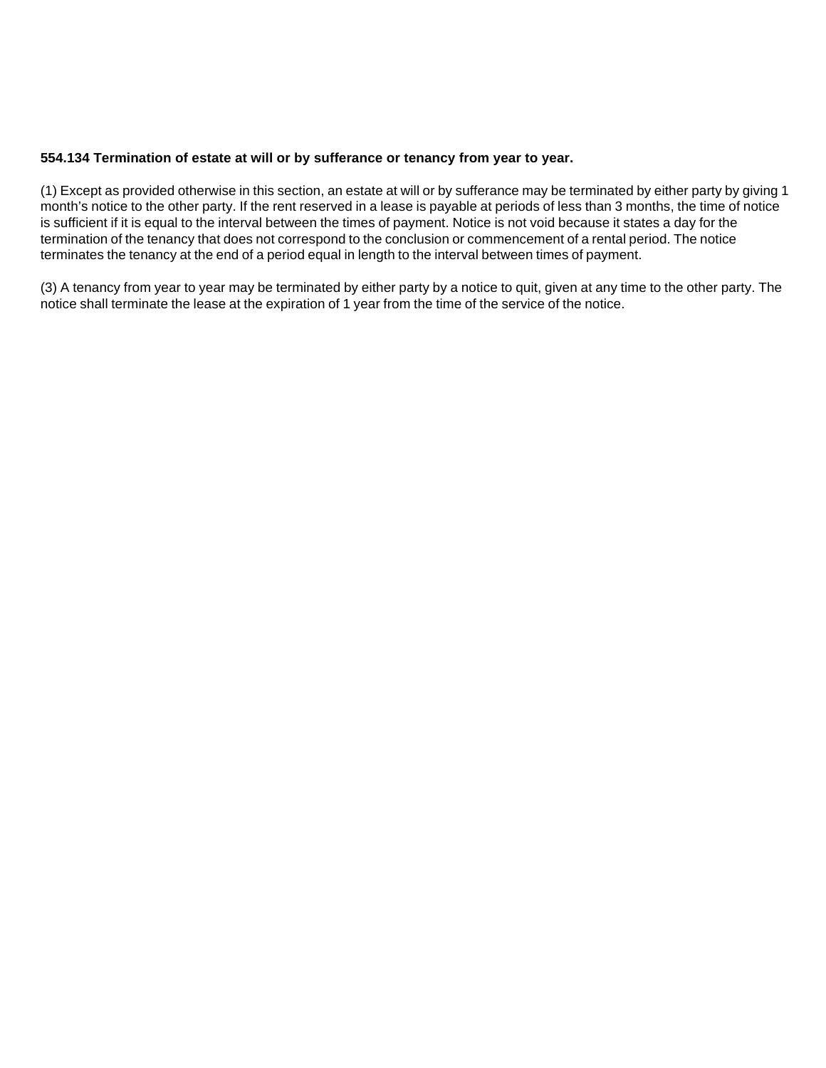**554.134 Termination of estate at will or by sufferance or tenancy from year to year.**

(1) Except as provided otherwise in this section, an estate at will or by sufferance may be terminated by either party by giving 1 month's notice to the other party. If the rent reserved in a lease is payable at periods of less than 3 months, the time of notice is sufficient if it is equal to the interval between the times of payment. Notice is not void because it states a day for the termination of the tenancy that does not correspond to the conclusion or commencement of a rental period. The notice terminates the tenancy at the end of a period equal in length to the interval between times of payment.

(3) A tenancy from year to year may be terminated by either party by a notice to quit, given at any time to the other party. The notice shall terminate the lease at the expiration of 1 year from the time of the service of the notice.